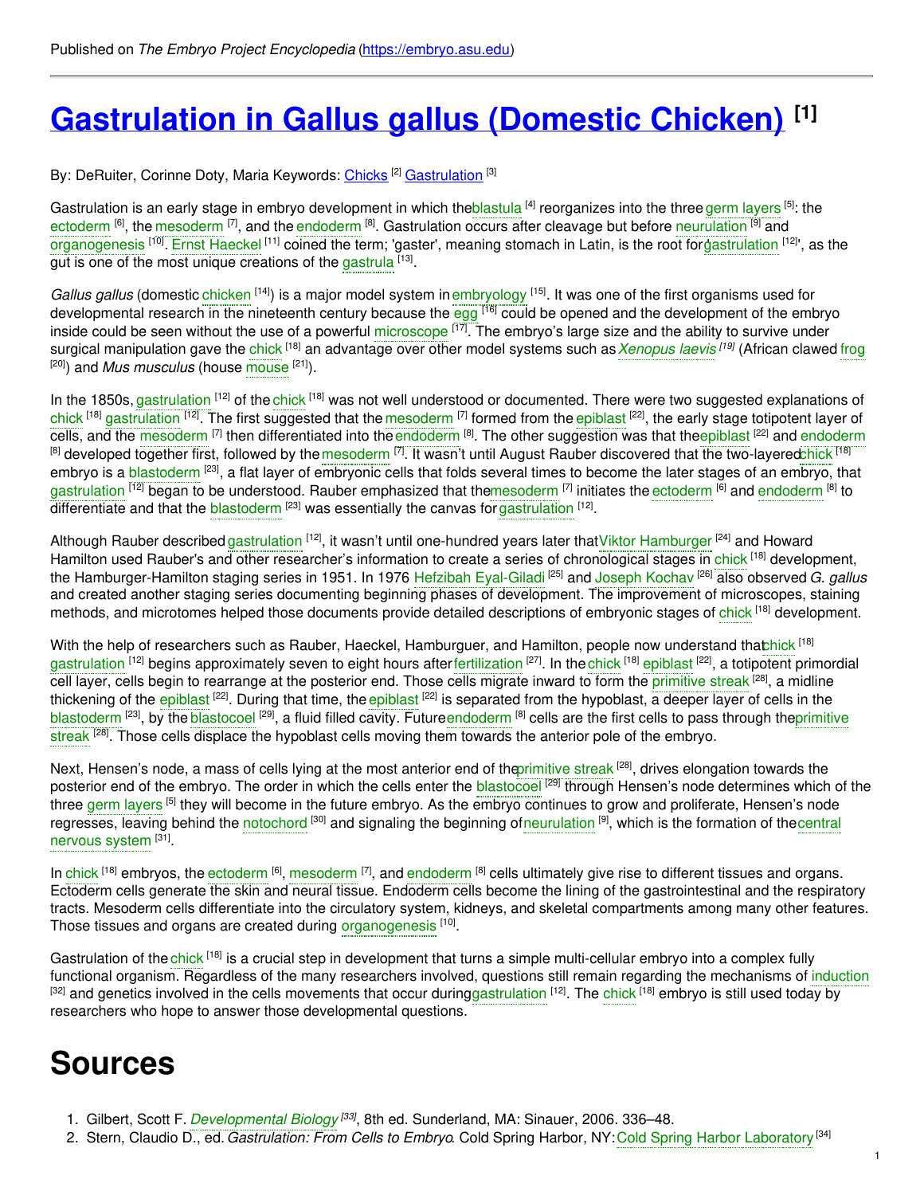Published on *The Embryo Project Encyclopedia* (https://embryo.asu.edu)

# Gastrulation in Gallus gallus (Domestic Chicken) [1]

By: DeRuiter, Corinne Doty, Maria Keywords: Chicks [2] Gastrulation [3]

Gastrulation is an early stage in embryo development in which the blastula [4] reorganizes into the three germ layers [5]: the ectoderm [6], the mesoderm [7], and the endoderm [8]. Gastrulation occurs after cleavage but before neurulation [9] and organogenesis [10]. Ernst Haeckel [11] coined the term; 'gaster', meaning stomach in Latin, is the root for 'gastrulation [12]', as the gut is one of the most unique creations of the gastrula [13].

*Gallus gallus* (domestic chicken [14]) is a major model system in embryology [15]. It was one of the first organisms used for developmental research in the nineteenth century because the egg [16] could be opened and the development of the embryo inside could be seen without the use of a powerful microscope [17]. The embryo's large size and the ability to survive under surgical manipulation gave the chick [18] an advantage over other model systems such as *Xenopus laevis* [19] (African clawed frog [20]) and *Mus musculus* (house mouse [21]).

In the 1850s, gastrulation [12] of the chick [18] was not well understood or documented. There were two suggested explanations of chick [18] gastrulation [12]. The first suggested that the mesoderm [7] formed from the epiblast [22], the early stage totipotent layer of cells, and the mesoderm [7] then differentiated into the endoderm [8]. The other suggestion was that the epiblast [22] and endoderm [8] developed together first, followed by the mesoderm [7]. It wasn't until August Rauber discovered that the two-layered chick [18] embryo is a blastoderm [23], a flat layer of embryonic cells that folds several times to become the later stages of an embryo, that gastrulation [12] began to be understood. Rauber emphasized that the mesoderm [7] initiates the ectoderm [6] and endoderm [8] to differentiate and that the blastoderm [23] was essentially the canvas for gastrulation [12].

Although Rauber described gastrulation [12], it wasn't until one-hundred years later that Viktor Hamburger [24] and Howard Hamilton used Rauber's and other researcher's information to create a series of chronological stages in chick [18] development, the Hamburger-Hamilton staging series in 1951. In 1976 Hefzibah Eyal-Giladi [25] and Joseph Kochav [26] also observed *G. gallus* and created another staging series documenting beginning phases of development. The improvement of microscopes, staining methods, and microtomes helped those documents provide detailed descriptions of embryonic stages of chick [18] development.

With the help of researchers such as Rauber, Haeckel, Hamburguer, and Hamilton, people now understand that chick [18] gastrulation [12] begins approximately seven to eight hours after fertilization [27]. In the chick [18] epiblast [22], a totipotent primordial cell layer, cells begin to rearrange at the posterior end. Those cells migrate inward to form the primitive streak [28], a midline thickening of the epiblast [22]. During that time, the epiblast [22] is separated from the hypoblast, a deeper layer of cells in the blastoderm [23], by the blastocoel [29], a fluid filled cavity. Future endoderm [8] cells are the first cells to pass through the primitive streak [28]. Those cells displace the hypoblast cells moving them towards the anterior pole of the embryo.

Next, Hensen's node, a mass of cells lying at the most anterior end of the primitive streak [28], drives elongation towards the posterior end of the embryo. The order in which the cells enter the blastocoel [29] through Hensen's node determines which of the three germ layers [5] they will become in the future embryo. As the embryo continues to grow and proliferate, Hensen's node regresses, leaving behind the notochord [30] and signaling the beginning of neurulation [9], which is the formation of the central nervous system [31].

In chick [18] embryos, the ectoderm [6], mesoderm [7], and endoderm [8] cells ultimately give rise to different tissues and organs. Ectoderm cells generate the skin and neural tissue. Endoderm cells become the lining of the gastrointestinal and the respiratory tracts. Mesoderm cells differentiate into the circulatory system, kidneys, and skeletal compartments among many other features. Those tissues and organs are created during organogenesis [10].

Gastrulation of the chick [18] is a crucial step in development that turns a simple multi-cellular embryo into a complex fully functional organism. Regardless of the many researchers involved, questions still remain regarding the mechanisms of induction [32] and genetics involved in the cells movements that occur during gastrulation [12]. The chick [18] embryo is still used today by researchers who hope to answer those developmental questions.

# Sources

1. Gilbert, Scott F. *Developmental Biology* [33], 8th ed. Sunderland, MA: Sinauer, 2006. 336–48.
2. Stern, Claudio D., ed. *Gastrulation: From Cells to Embryo*. Cold Spring Harbor, NY: Cold Spring Harbor Laboratory [34]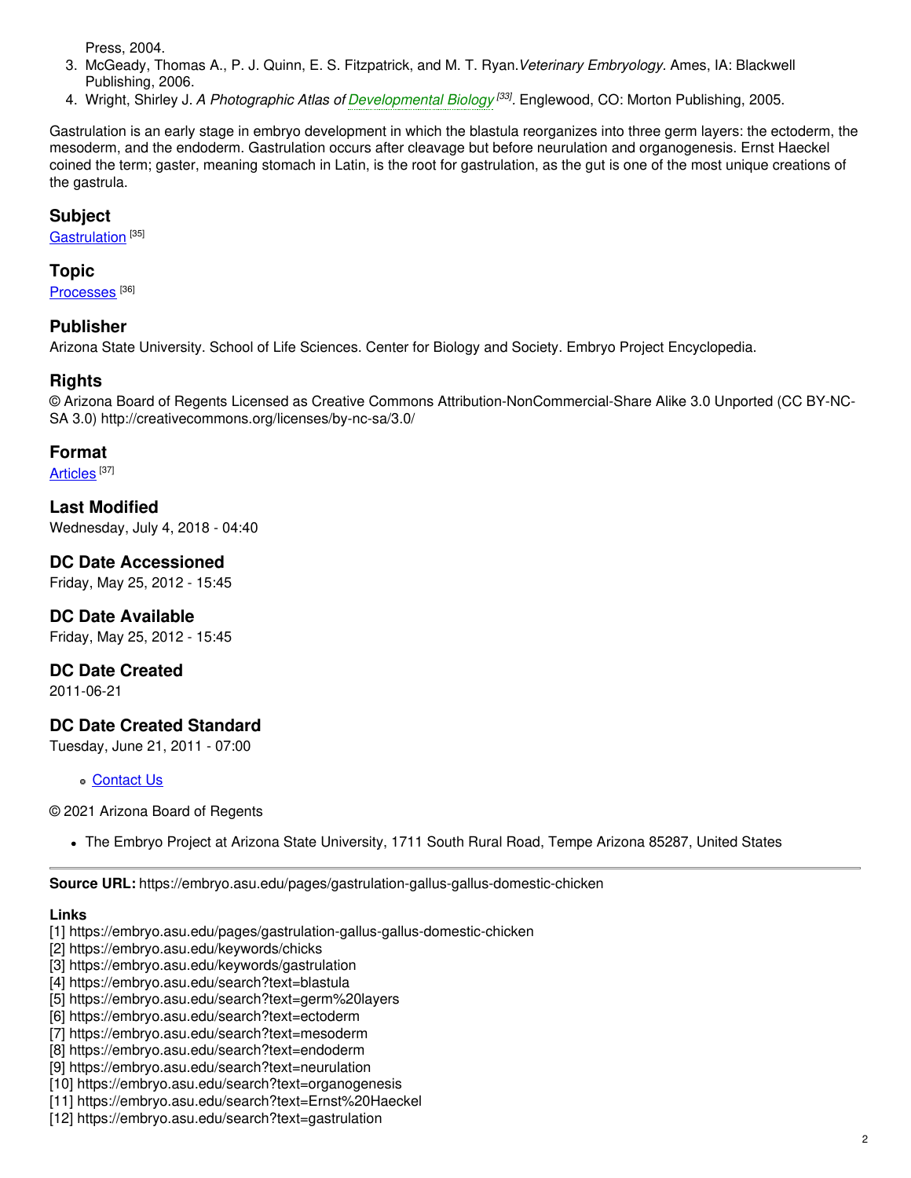Press, 2004.

3. McGeady, Thomas A., P. J. Quinn, E. S. Fitzpatrick, and M. T. Ryan. *Veterinary Embryology.* Ames, IA: Blackwell Publishing, 2006.
4. Wright, Shirley J. *A Photographic Atlas of Developmental Biology* [33]. Englewood, CO: Morton Publishing, 2005.

Gastrulation is an early stage in embryo development in which the blastula reorganizes into three germ layers: the ectoderm, the mesoderm, and the endoderm. Gastrulation occurs after cleavage but before neurulation and organogenesis. Ernst Haeckel coined the term; gaster, meaning stomach in Latin, is the root for gastrulation, as the gut is one of the most unique creations of the gastrula.

### Subject

Gastrulation [35]

### Topic

Processes [36]

### Publisher

Arizona State University. School of Life Sciences. Center for Biology and Society. Embryo Project Encyclopedia.

### Rights

© Arizona Board of Regents Licensed as Creative Commons Attribution-NonCommercial-Share Alike 3.0 Unported (CC BY-NC-SA 3.0) http://creativecommons.org/licenses/by-nc-sa/3.0/

### Format

Articles [37]

### Last Modified

Wednesday, July 4, 2018 - 04:40

### DC Date Accessioned

Friday, May 25, 2012 - 15:45

### DC Date Available

Friday, May 25, 2012 - 15:45

### DC Date Created

2011-06-21

### DC Date Created Standard

Tuesday, June 21, 2011 - 07:00

- Contact Us

© 2021 Arizona Board of Regents

- The Embryo Project at Arizona State University, 1711 South Rural Road, Tempe Arizona 85287, United States

---

**Source URL:** https://embryo.asu.edu/pages/gastrulation-gallus-gallus-domestic-chicken

**Links**

[1] https://embryo.asu.edu/pages/gastrulation-gallus-gallus-domestic-chicken
[2] https://embryo.asu.edu/keywords/chicks
[3] https://embryo.asu.edu/keywords/gastrulation
[4] https://embryo.asu.edu/search?text=blastula
[5] https://embryo.asu.edu/search?text=germ%20layers
[6] https://embryo.asu.edu/search?text=ectoderm
[7] https://embryo.asu.edu/search?text=mesoderm
[8] https://embryo.asu.edu/search?text=endoderm
[9] https://embryo.asu.edu/search?text=neurulation
[10] https://embryo.asu.edu/search?text=organogenesis
[11] https://embryo.asu.edu/search?text=Ernst%20Haeckel
[12] https://embryo.asu.edu/search?text=gastrulation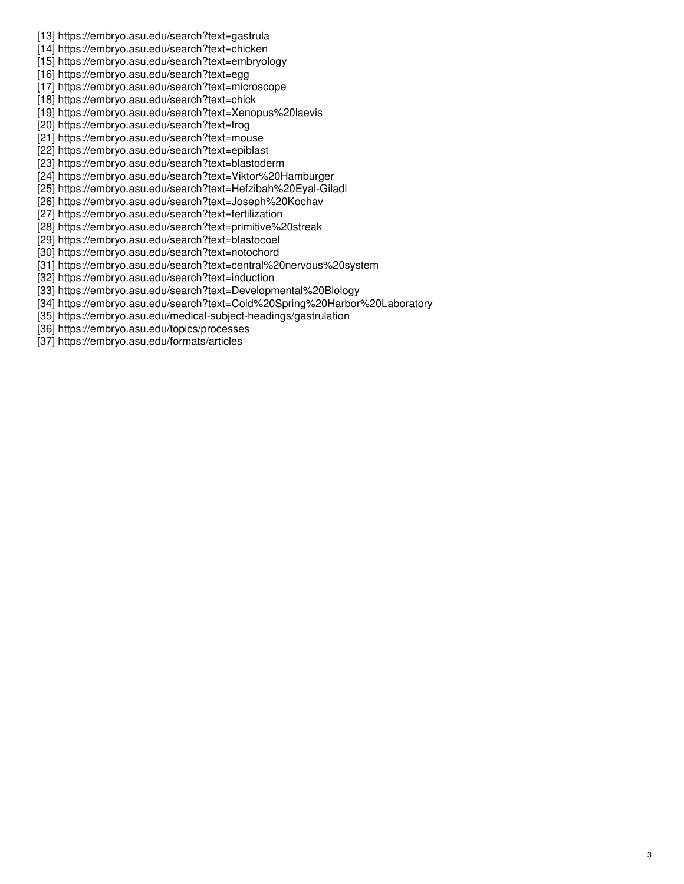[13] https://embryo.asu.edu/search?text=gastrula
[14] https://embryo.asu.edu/search?text=chicken
[15] https://embryo.asu.edu/search?text=embryology
[16] https://embryo.asu.edu/search?text=egg
[17] https://embryo.asu.edu/search?text=microscope
[18] https://embryo.asu.edu/search?text=chick
[19] https://embryo.asu.edu/search?text=Xenopus%20laevis
[20] https://embryo.asu.edu/search?text=frog
[21] https://embryo.asu.edu/search?text=mouse
[22] https://embryo.asu.edu/search?text=epiblast
[23] https://embryo.asu.edu/search?text=blastoderm
[24] https://embryo.asu.edu/search?text=Viktor%20Hamburger
[25] https://embryo.asu.edu/search?text=Hefzibah%20Eyal-Giladi
[26] https://embryo.asu.edu/search?text=Joseph%20Kochav
[27] https://embryo.asu.edu/search?text=fertilization
[28] https://embryo.asu.edu/search?text=primitive%20streak
[29] https://embryo.asu.edu/search?text=blastocoel
[30] https://embryo.asu.edu/search?text=notochord
[31] https://embryo.asu.edu/search?text=central%20nervous%20system
[32] https://embryo.asu.edu/search?text=induction
[33] https://embryo.asu.edu/search?text=Developmental%20Biology
[34] https://embryo.asu.edu/search?text=Cold%20Spring%20Harbor%20Laboratory
[35] https://embryo.asu.edu/medical-subject-headings/gastrulation
[36] https://embryo.asu.edu/topics/processes
[37] https://embryo.asu.edu/formats/articles